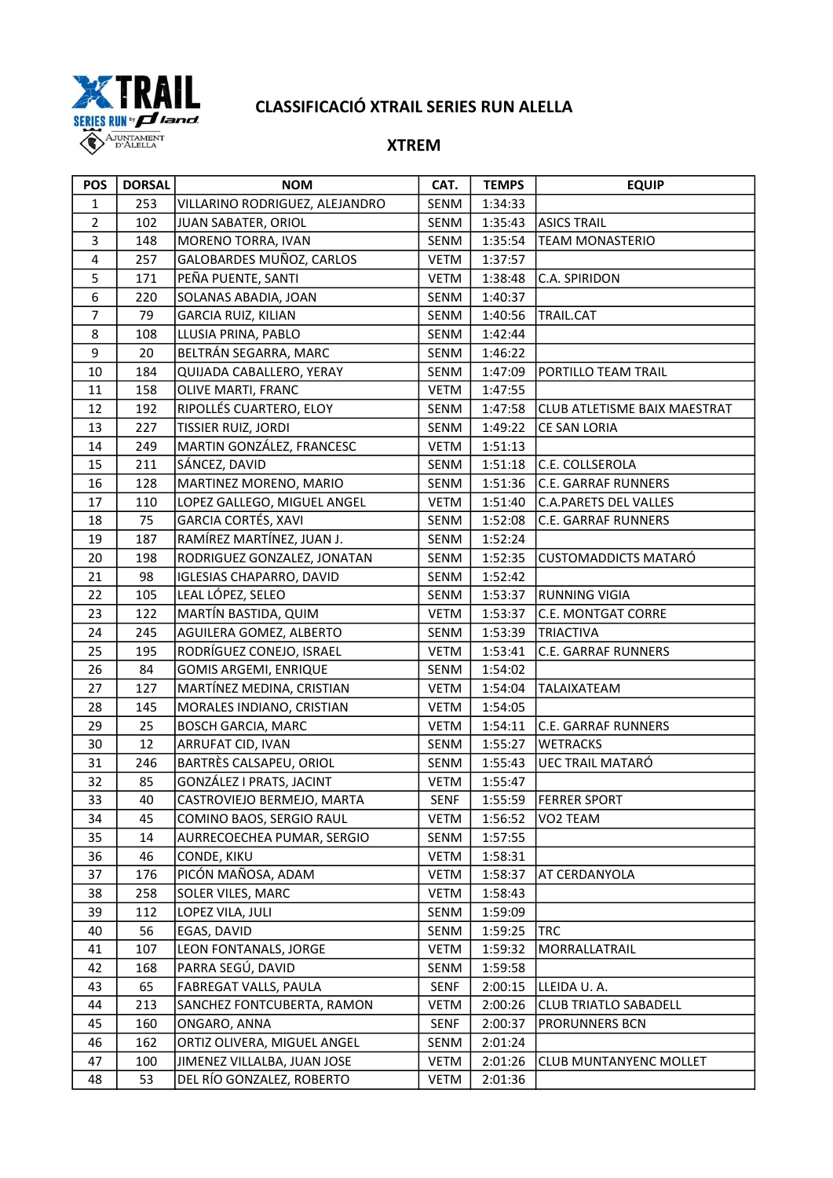# CLASSIFICACIÓ XTRAIL SERIES RUN ALELLA

## XTREM

| POS | DORSAL | NOM | CAT. | TEMPS | EQUIP |
|---|---|---|---|---|---|
| 1 | 253 | VILLARINO RODRIGUEZ, ALEJANDRO | SENM | 1:34:33 | |
| 2 | 102 | JUAN SABATER, ORIOL | SENM | 1:35:43 | ASICS TRAIL |
| 3 | 148 | MORENO TORRA, IVAN | SENM | 1:35:54 | TEAM MONASTERIO |
| 4 | 257 | GALOBARDES MUÑOZ, CARLOS | VETM | 1:37:57 | |
| 5 | 171 | PEÑA PUENTE, SANTI | VETM | 1:38:48 | C.A. SPIRIDON |
| 6 | 220 | SOLANAS ABADIA, JOAN | SENM | 1:40:37 | |
| 7 | 79 | GARCIA RUIZ, KILIAN | SENM | 1:40:56 | TRAIL.CAT |
| 8 | 108 | LLUSIA PRINA, PABLO | SENM | 1:42:44 | |
| 9 | 20 | BELTRÁN SEGARRA, MARC | SENM | 1:46:22 | |
| 10 | 184 | QUIJADA CABALLERO, YERAY | SENM | 1:47:09 | PORTILLO TEAM TRAIL |
| 11 | 158 | OLIVE MARTI, FRANC | VETM | 1:47:55 | |
| 12 | 192 | RIPOLLÉS CUARTERO, ELOY | SENM | 1:47:58 | CLUB ATLETISME BAIX MAESTRAT |
| 13 | 227 | TISSIER RUIZ, JORDI | SENM | 1:49:22 | CE SAN LORIA |
| 14 | 249 | MARTIN GONZÁLEZ, FRANCESC | VETM | 1:51:13 | |
| 15 | 211 | SÁNCEZ, DAVID | SENM | 1:51:18 | C.E. COLLSEROLA |
| 16 | 128 | MARTINEZ MORENO, MARIO | SENM | 1:51:36 | C.E. GARRAF RUNNERS |
| 17 | 110 | LOPEZ GALLEGO, MIGUEL ANGEL | VETM | 1:51:40 | C.A.PARETS DEL VALLES |
| 18 | 75 | GARCIA CORTÉS, XAVI | SENM | 1:52:08 | C.E. GARRAF RUNNERS |
| 19 | 187 | RAMÍREZ MARTÍNEZ, JUAN J. | SENM | 1:52:24 | |
| 20 | 198 | RODRIGUEZ GONZALEZ, JONATAN | SENM | 1:52:35 | CUSTOMADDICTS MATARÓ |
| 21 | 98 | IGLESIAS CHAPARRO, DAVID | SENM | 1:52:42 | |
| 22 | 105 | LEAL LÓPEZ, SELEO | SENM | 1:53:37 | RUNNING VIGIA |
| 23 | 122 | MARTÍN BASTIDA, QUIM | VETM | 1:53:37 | C.E. MONTGAT CORRE |
| 24 | 245 | AGUILERA GOMEZ, ALBERTO | SENM | 1:53:39 | TRIACTIVA |
| 25 | 195 | RODRÍGUEZ CONEJO, ISRAEL | VETM | 1:53:41 | C.E. GARRAF RUNNERS |
| 26 | 84 | GOMIS ARGEMI, ENRIQUE | SENM | 1:54:02 | |
| 27 | 127 | MARTÍNEZ MEDINA, CRISTIAN | VETM | 1:54:04 | TALAIXATEAM |
| 28 | 145 | MORALES INDIANO, CRISTIAN | VETM | 1:54:05 | |
| 29 | 25 | BOSCH GARCIA, MARC | VETM | 1:54:11 | C.E. GARRAF RUNNERS |
| 30 | 12 | ARRUFAT CID, IVAN | SENM | 1:55:27 | WETRACKS |
| 31 | 246 | BARTRÈS CALSAPEU, ORIOL | SENM | 1:55:43 | UEC TRAIL MATARÓ |
| 32 | 85 | GONZÁLEZ I PRATS, JACINT | VETM | 1:55:47 | |
| 33 | 40 | CASTROVIEJO BERMEJO, MARTA | SENF | 1:55:59 | FERRER SPORT |
| 34 | 45 | COMINO BAOS, SERGIO RAUL | VETM | 1:56:52 | VO2 TEAM |
| 35 | 14 | AURRECOECHEA PUMAR, SERGIO | SENM | 1:57:55 | |
| 36 | 46 | CONDE, KIKU | VETM | 1:58:31 | |
| 37 | 176 | PICÓN MAÑOSA, ADAM | VETM | 1:58:37 | AT CERDANYOLA |
| 38 | 258 | SOLER VILES, MARC | VETM | 1:58:43 | |
| 39 | 112 | LOPEZ VILA, JULI | SENM | 1:59:09 | |
| 40 | 56 | EGAS, DAVID | SENM | 1:59:25 | TRC |
| 41 | 107 | LEON FONTANALS, JORGE | VETM | 1:59:32 | MORRALLATRAIL |
| 42 | 168 | PARRA SEGÚ, DAVID | SENM | 1:59:58 | |
| 43 | 65 | FABREGAT VALLS, PAULA | SENF | 2:00:15 | LLEIDA U. A. |
| 44 | 213 | SANCHEZ FONTCUBERTA, RAMON | VETM | 2:00:26 | CLUB TRIATLO SABADELL |
| 45 | 160 | ONGARO, ANNA | SENF | 2:00:37 | PRORUNNERS BCN |
| 46 | 162 | ORTIZ OLIVERA, MIGUEL ANGEL | SENM | 2:01:24 | |
| 47 | 100 | JIMENEZ VILLALBA, JUAN JOSE | VETM | 2:01:26 | CLUB MUNTANYENC MOLLET |
| 48 | 53 | DEL RÍO GONZALEZ, ROBERTO | VETM | 2:01:36 | |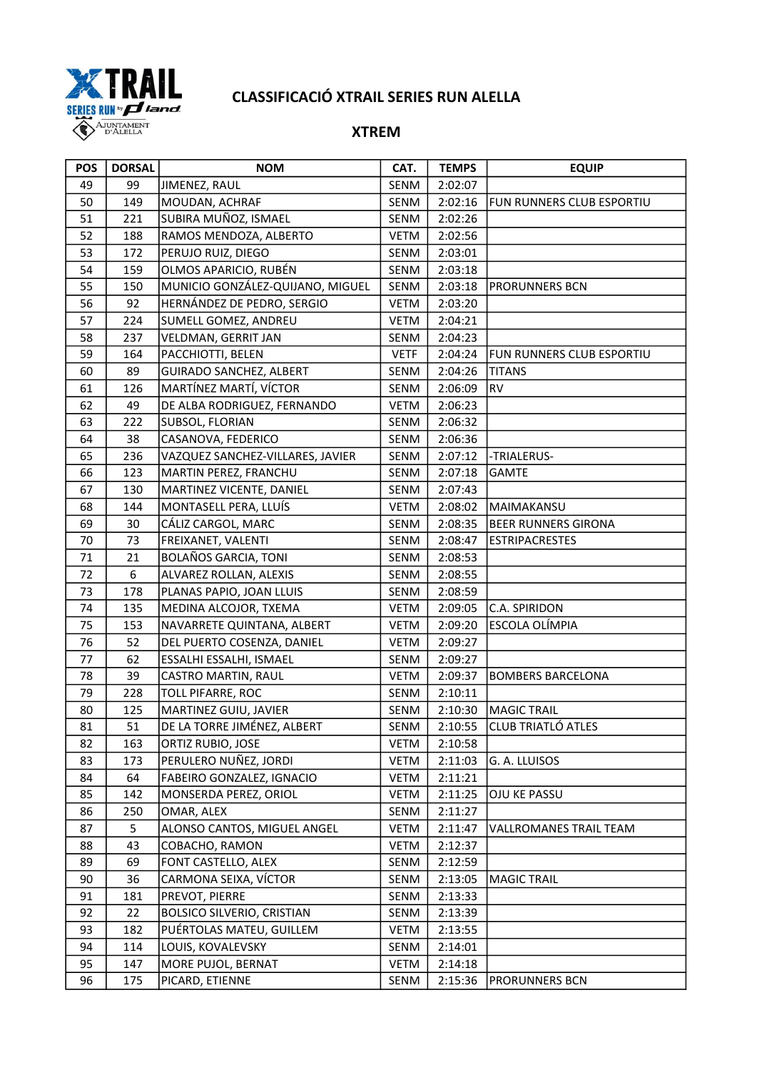# CLASSIFICACIÓ XTRAIL SERIES RUN ALELLA

## XTREM

| POS | DORSAL | NOM | CAT. | TEMPS | EQUIP |
|---|---|---|---|---|---|
| 49 | 99 | JIMENEZ, RAUL | SENM | 2:02:07 | |
| 50 | 149 | MOUDAN, ACHRAF | SENM | 2:02:16 | FUN RUNNERS CLUB ESPORTIU |
| 51 | 221 | SUBIRA MUÑOZ, ISMAEL | SENM | 2:02:26 | |
| 52 | 188 | RAMOS MENDOZA, ALBERTO | VETM | 2:02:56 | |
| 53 | 172 | PERUJO RUIZ, DIEGO | SENM | 2:03:01 | |
| 54 | 159 | OLMOS APARICIO, RUBÉN | SENM | 2:03:18 | |
| 55 | 150 | MUNICIO GONZÁLEZ-QUIJANO, MIGUEL | SENM | 2:03:18 | PRORUNNERS BCN |
| 56 | 92 | HERNÁNDEZ DE PEDRO, SERGIO | VETM | 2:03:20 | |
| 57 | 224 | SUMELL GOMEZ, ANDREU | VETM | 2:04:21 | |
| 58 | 237 | VELDMAN, GERRIT JAN | SENM | 2:04:23 | |
| 59 | 164 | PACCHIOTTI, BELEN | VETF | 2:04:24 | FUN RUNNERS CLUB ESPORTIU |
| 60 | 89 | GUIRADO SANCHEZ, ALBERT | SENM | 2:04:26 | TITANS |
| 61 | 126 | MARTÍNEZ MARTÍ, VÍCTOR | SENM | 2:06:09 | RV |
| 62 | 49 | DE ALBA RODRIGUEZ, FERNANDO | VETM | 2:06:23 | |
| 63 | 222 | SUBSOL, FLORIAN | SENM | 2:06:32 | |
| 64 | 38 | CASANOVA, FEDERICO | SENM | 2:06:36 | |
| 65 | 236 | VAZQUEZ SANCHEZ-VILLARES, JAVIER | SENM | 2:07:12 | -TRIALERUS- |
| 66 | 123 | MARTIN PEREZ, FRANCHU | SENM | 2:07:18 | GAMTE |
| 67 | 130 | MARTINEZ VICENTE, DANIEL | SENM | 2:07:43 | |
| 68 | 144 | MONTASELL PERA, LLUÍS | VETM | 2:08:02 | MAIMAKANSU |
| 69 | 30 | CÁLIZ CARGOL, MARC | SENM | 2:08:35 | BEER RUNNERS GIRONA |
| 70 | 73 | FREIXANET, VALENTI | SENM | 2:08:47 | ESTRIPACRESTES |
| 71 | 21 | BOLAÑOS GARCIA, TONI | SENM | 2:08:53 | |
| 72 | 6 | ALVAREZ ROLLAN, ALEXIS | SENM | 2:08:55 | |
| 73 | 178 | PLANAS PAPIO, JOAN LLUIS | SENM | 2:08:59 | |
| 74 | 135 | MEDINA ALCOJOR, TXEMA | VETM | 2:09:05 | C.A. SPIRIDON |
| 75 | 153 | NAVARRETE QUINTANA, ALBERT | VETM | 2:09:20 | ESCOLA OLÍMPIA |
| 76 | 52 | DEL PUERTO COSENZA, DANIEL | VETM | 2:09:27 | |
| 77 | 62 | ESSALHI ESSALHI, ISMAEL | SENM | 2:09:27 | |
| 78 | 39 | CASTRO MARTIN, RAUL | VETM | 2:09:37 | BOMBERS BARCELONA |
| 79 | 228 | TOLL PIFARRE, ROC | SENM | 2:10:11 | |
| 80 | 125 | MARTINEZ GUIU, JAVIER | SENM | 2:10:30 | MAGIC TRAIL |
| 81 | 51 | DE LA TORRE JIMÉNEZ, ALBERT | SENM | 2:10:55 | CLUB TRIATLÓ ATLES |
| 82 | 163 | ORTIZ RUBIO, JOSE | VETM | 2:10:58 | |
| 83 | 173 | PERULERO NUÑEZ, JORDI | VETM | 2:11:03 | G. A. LLUISOS |
| 84 | 64 | FABEIRO GONZALEZ, IGNACIO | VETM | 2:11:21 | |
| 85 | 142 | MONSERDA PEREZ, ORIOL | VETM | 2:11:25 | OJU KE PASSU |
| 86 | 250 | OMAR, ALEX | SENM | 2:11:27 | |
| 87 | 5 | ALONSO CANTOS, MIGUEL ANGEL | VETM | 2:11:47 | VALLROMANES TRAIL TEAM |
| 88 | 43 | COBACHO, RAMON | VETM | 2:12:37 | |
| 89 | 69 | FONT CASTELLO, ALEX | SENM | 2:12:59 | |
| 90 | 36 | CARMONA SEIXA, VÍCTOR | SENM | 2:13:05 | MAGIC TRAIL |
| 91 | 181 | PREVOT, PIERRE | SENM | 2:13:33 | |
| 92 | 22 | BOLSICO SILVERIO, CRISTIAN | SENM | 2:13:39 | |
| 93 | 182 | PUÉRTOLAS MATEU, GUILLEM | VETM | 2:13:55 | |
| 94 | 114 | LOUIS, KOVALEVSKY | SENM | 2:14:01 | |
| 95 | 147 | MORE PUJOL, BERNAT | VETM | 2:14:18 | |
| 96 | 175 | PICARD, ETIENNE | SENM | 2:15:36 | PRORUNNERS BCN |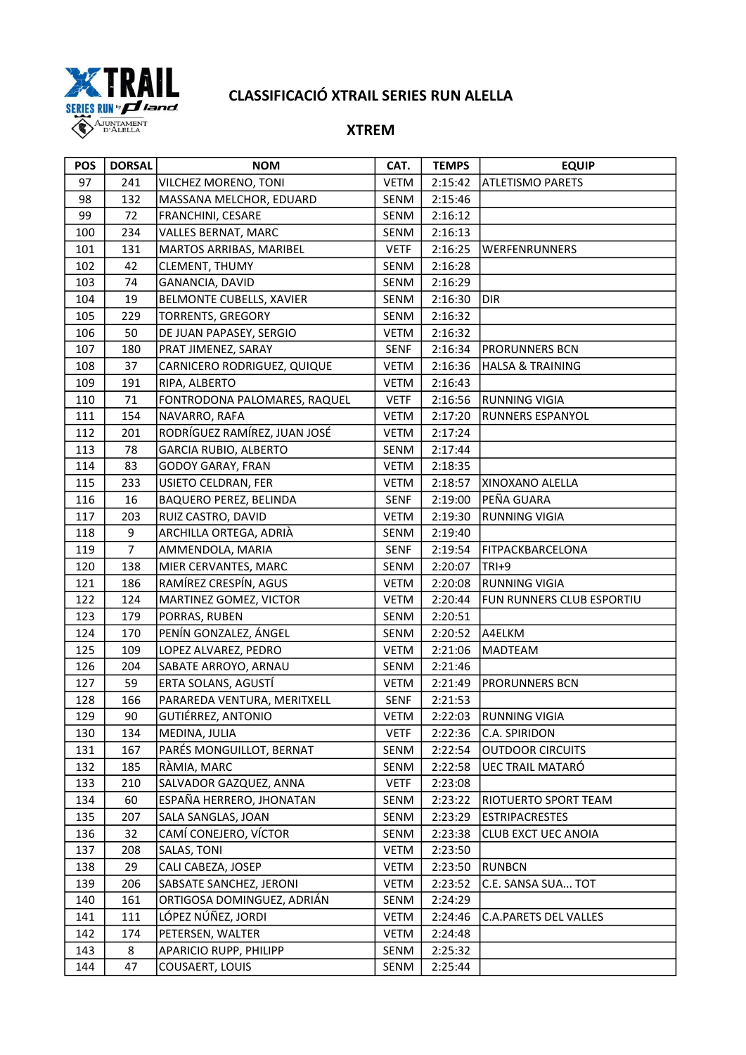# CLASSIFICACIÓ XTRAIL SERIES RUN ALELLA

## XTREM

| POS | DORSAL | NOM | CAT. | TEMPS | EQUIP |
|---|---|---|---|---|---|
| 97 | 241 | VILCHEZ MORENO, TONI | VETM | 2:15:42 | ATLETISMO PARETS |
| 98 | 132 | MASSANA MELCHOR, EDUARD | SENM | 2:15:46 | |
| 99 | 72 | FRANCHINI, CESARE | SENM | 2:16:12 | |
| 100 | 234 | VALLES BERNAT, MARC | SENM | 2:16:13 | |
| 101 | 131 | MARTOS ARRIBAS, MARIBEL | VETF | 2:16:25 | WERFENRUNNERS |
| 102 | 42 | CLEMENT, THUMY | SENM | 2:16:28 | |
| 103 | 74 | GANANCIA, DAVID | SENM | 2:16:29 | |
| 104 | 19 | BELMONTE CUBELLS, XAVIER | SENM | 2:16:30 | DIR |
| 105 | 229 | TORRENTS, GREGORY | SENM | 2:16:32 | |
| 106 | 50 | DE JUAN PAPASEY, SERGIO | VETM | 2:16:32 | |
| 107 | 180 | PRAT JIMENEZ, SARAY | SENF | 2:16:34 | PRORUNNERS BCN |
| 108 | 37 | CARNICERO RODRIGUEZ, QUIQUE | VETM | 2:16:36 | HALSA & TRAINING |
| 109 | 191 | RIPA, ALBERTO | VETM | 2:16:43 | |
| 110 | 71 | FONTRODONA PALOMARES, RAQUEL | VETF | 2:16:56 | RUNNING VIGIA |
| 111 | 154 | NAVARRO, RAFA | VETM | 2:17:20 | RUNNERS ESPANYOL |
| 112 | 201 | RODRÍGUEZ RAMÍREZ, JUAN JOSÉ | VETM | 2:17:24 | |
| 113 | 78 | GARCIA RUBIO, ALBERTO | SENM | 2:17:44 | |
| 114 | 83 | GODOY GARAY, FRAN | VETM | 2:18:35 | |
| 115 | 233 | USIETO CELDRAN, FER | VETM | 2:18:57 | XINOXANO ALELLA |
| 116 | 16 | BAQUERO PEREZ, BELINDA | SENF | 2:19:00 | PEÑA GUARA |
| 117 | 203 | RUIZ CASTRO, DAVID | VETM | 2:19:30 | RUNNING VIGIA |
| 118 | 9 | ARCHILLA ORTEGA, ADRIÀ | SENM | 2:19:40 | |
| 119 | 7 | AMMENDOLA, MARIA | SENF | 2:19:54 | FITPACKBARCELONA |
| 120 | 138 | MIER CERVANTES, MARC | SENM | 2:20:07 | TRI+9 |
| 121 | 186 | RAMÍREZ CRESPÍN, AGUS | VETM | 2:20:08 | RUNNING VIGIA |
| 122 | 124 | MARTINEZ GOMEZ, VICTOR | VETM | 2:20:44 | FUN RUNNERS CLUB ESPORTIU |
| 123 | 179 | PORRAS, RUBEN | SENM | 2:20:51 | |
| 124 | 170 | PENÍN GONZALEZ, ÁNGEL | SENM | 2:20:52 | A4ELKM |
| 125 | 109 | LOPEZ ALVAREZ, PEDRO | VETM | 2:21:06 | MADTEAM |
| 126 | 204 | SABATE ARROYO, ARNAU | SENM | 2:21:46 | |
| 127 | 59 | ERTA SOLANS, AGUSTÍ | VETM | 2:21:49 | PRORUNNERS BCN |
| 128 | 166 | PARAREDA VENTURA, MERITXELL | SENF | 2:21:53 | |
| 129 | 90 | GUTIÉRREZ, ANTONIO | VETM | 2:22:03 | RUNNING VIGIA |
| 130 | 134 | MEDINA, JULIA | VETF | 2:22:36 | C.A. SPIRIDON |
| 131 | 167 | PARÉS MONGUILLOT, BERNAT | SENM | 2:22:54 | OUTDOOR CIRCUITS |
| 132 | 185 | RÀMIA, MARC | SENM | 2:22:58 | UEC TRAIL MATARÓ |
| 133 | 210 | SALVADOR GAZQUEZ, ANNA | VETF | 2:23:08 | |
| 134 | 60 | ESPAÑA HERRERO, JHONATAN | SENM | 2:23:22 | RIOTUERTO SPORT TEAM |
| 135 | 207 | SALA SANGLAS, JOAN | SENM | 2:23:29 | ESTRIPACRESTES |
| 136 | 32 | CAMÍ CONEJERO, VÍCTOR | SENM | 2:23:38 | CLUB EXCT UEC ANOIA |
| 137 | 208 | SALAS, TONI | VETM | 2:23:50 | |
| 138 | 29 | CALI CABEZA, JOSEP | VETM | 2:23:50 | RUNBCN |
| 139 | 206 | SABSATE SANCHEZ, JERONI | VETM | 2:23:52 | C.E. SANSA SUA... TOT |
| 140 | 161 | ORTIGOSA DOMINGUEZ, ADRIÁN | SENM | 2:24:29 | |
| 141 | 111 | LÓPEZ NÚÑEZ, JORDI | VETM | 2:24:46 | C.A.PARETS DEL VALLES |
| 142 | 174 | PETERSEN, WALTER | VETM | 2:24:48 | |
| 143 | 8 | APARICIO RUPP, PHILIPP | SENM | 2:25:32 | |
| 144 | 47 | COUSAERT, LOUIS | SENM | 2:25:44 | |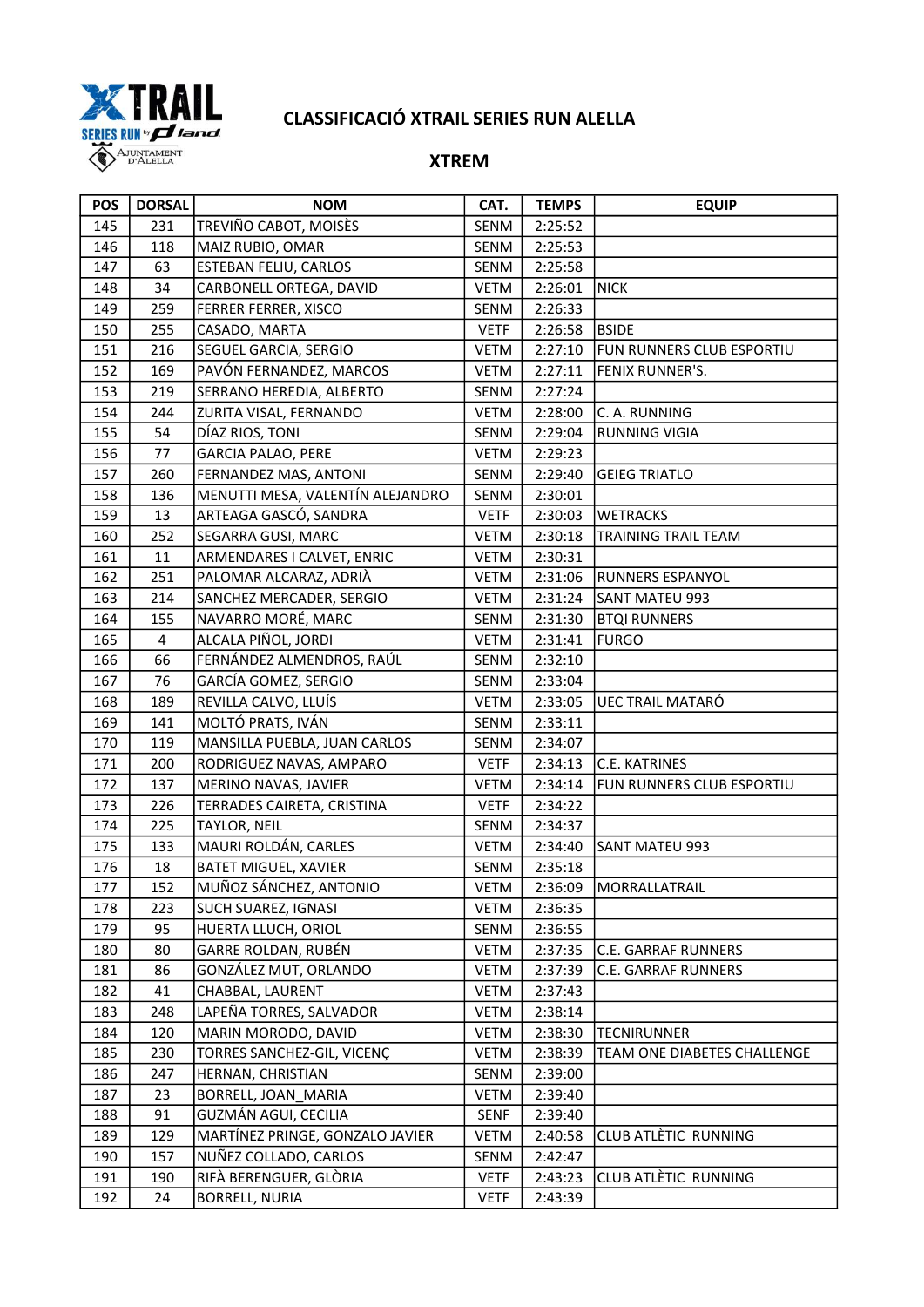# CLASSIFICACIÓ XTRAIL SERIES RUN ALELLA

## XTREM

| POS | DORSAL | NOM | CAT. | TEMPS | EQUIP |
|---|---|---|---|---|---|
| 145 | 231 | TREVIÑO CABOT, MOISÈS | SENM | 2:25:52 | |
| 146 | 118 | MAIZ RUBIO, OMAR | SENM | 2:25:53 | |
| 147 | 63 | ESTEBAN FELIU, CARLOS | SENM | 2:25:58 | |
| 148 | 34 | CARBONELL ORTEGA, DAVID | VETM | 2:26:01 | NICK |
| 149 | 259 | FERRER FERRER, XISCO | SENM | 2:26:33 | |
| 150 | 255 | CASADO, MARTA | VETF | 2:26:58 | BSIDE |
| 151 | 216 | SEGUEL GARCIA, SERGIO | VETM | 2:27:10 | FUN RUNNERS CLUB ESPORTIU |
| 152 | 169 | PAVÓN FERNANDEZ, MARCOS | VETM | 2:27:11 | FENIX RUNNER'S. |
| 153 | 219 | SERRANO HEREDIA, ALBERTO | SENM | 2:27:24 | |
| 154 | 244 | ZURITA VISAL, FERNANDO | VETM | 2:28:00 | C. A. RUNNING |
| 155 | 54 | DÍAZ RIOS, TONI | SENM | 2:29:04 | RUNNING VIGIA |
| 156 | 77 | GARCIA PALAO, PERE | VETM | 2:29:23 | |
| 157 | 260 | FERNANDEZ MAS, ANTONI | SENM | 2:29:40 | GEIEG TRIATLO |
| 158 | 136 | MENUTTI MESA, VALENTÍN ALEJANDRO | SENM | 2:30:01 | |
| 159 | 13 | ARTEAGA GASCÓ, SANDRA | VETF | 2:30:03 | WETRACKS |
| 160 | 252 | SEGARRA GUSI, MARC | VETM | 2:30:18 | TRAINING TRAIL TEAM |
| 161 | 11 | ARMENDARES I CALVET, ENRIC | VETM | 2:30:31 | |
| 162 | 251 | PALOMAR ALCARAZ, ADRIÀ | VETM | 2:31:06 | RUNNERS ESPANYOL |
| 163 | 214 | SANCHEZ MERCADER, SERGIO | VETM | 2:31:24 | SANT MATEU 993 |
| 164 | 155 | NAVARRO MORÉ, MARC | SENM | 2:31:30 | BTQI RUNNERS |
| 165 | 4 | ALCALA PIÑOL, JORDI | VETM | 2:31:41 | FURGO |
| 166 | 66 | FERNÁNDEZ ALMENDROS, RAÚL | SENM | 2:32:10 | |
| 167 | 76 | GARCÍA GOMEZ, SERGIO | SENM | 2:33:04 | |
| 168 | 189 | REVILLA CALVO, LLUÍS | VETM | 2:33:05 | UEC TRAIL MATARÓ |
| 169 | 141 | MOLTÓ PRATS, IVÁN | SENM | 2:33:11 | |
| 170 | 119 | MANSILLA PUEBLA, JUAN CARLOS | SENM | 2:34:07 | |
| 171 | 200 | RODRIGUEZ NAVAS, AMPARO | VETF | 2:34:13 | C.E. KATRINES |
| 172 | 137 | MERINO NAVAS, JAVIER | VETM | 2:34:14 | FUN RUNNERS CLUB ESPORTIU |
| 173 | 226 | TERRADES CAIRETA, CRISTINA | VETF | 2:34:22 | |
| 174 | 225 | TAYLOR, NEIL | SENM | 2:34:37 | |
| 175 | 133 | MAURI ROLDÁN, CARLES | VETM | 2:34:40 | SANT MATEU 993 |
| 176 | 18 | BATET MIGUEL, XAVIER | SENM | 2:35:18 | |
| 177 | 152 | MUÑOZ SÁNCHEZ, ANTONIO | VETM | 2:36:09 | MORRALLATRAIL |
| 178 | 223 | SUCH SUAREZ, IGNASI | VETM | 2:36:35 | |
| 179 | 95 | HUERTA LLUCH, ORIOL | SENM | 2:36:55 | |
| 180 | 80 | GARRE ROLDAN, RUBÉN | VETM | 2:37:35 | C.E. GARRAF RUNNERS |
| 181 | 86 | GONZÁLEZ MUT, ORLANDO | VETM | 2:37:39 | C.E. GARRAF RUNNERS |
| 182 | 41 | CHABBAL, LAURENT | VETM | 2:37:43 | |
| 183 | 248 | LAPEÑA TORRES, SALVADOR | VETM | 2:38:14 | |
| 184 | 120 | MARIN MORODO, DAVID | VETM | 2:38:30 | TECNIRUNNER |
| 185 | 230 | TORRES SANCHEZ-GIL, VICENÇ | VETM | 2:38:39 | TEAM ONE DIABETES CHALLENGE |
| 186 | 247 | HERNAN, CHRISTIAN | SENM | 2:39:00 | |
| 187 | 23 | BORRELL, JOAN_MARIA | VETM | 2:39:40 | |
| 188 | 91 | GUZMÁN AGUI, CECILIA | SENF | 2:39:40 | |
| 189 | 129 | MARTÍNEZ PRINGE, GONZALO JAVIER | VETM | 2:40:58 | CLUB ATLÈTIC  RUNNING |
| 190 | 157 | NUÑEZ COLLADO, CARLOS | SENM | 2:42:47 | |
| 191 | 190 | RIFÀ BERENGUER, GLÒRIA | VETF | 2:43:23 | CLUB ATLÈTIC  RUNNING |
| 192 | 24 | BORRELL, NURIA | VETF | 2:43:39 | |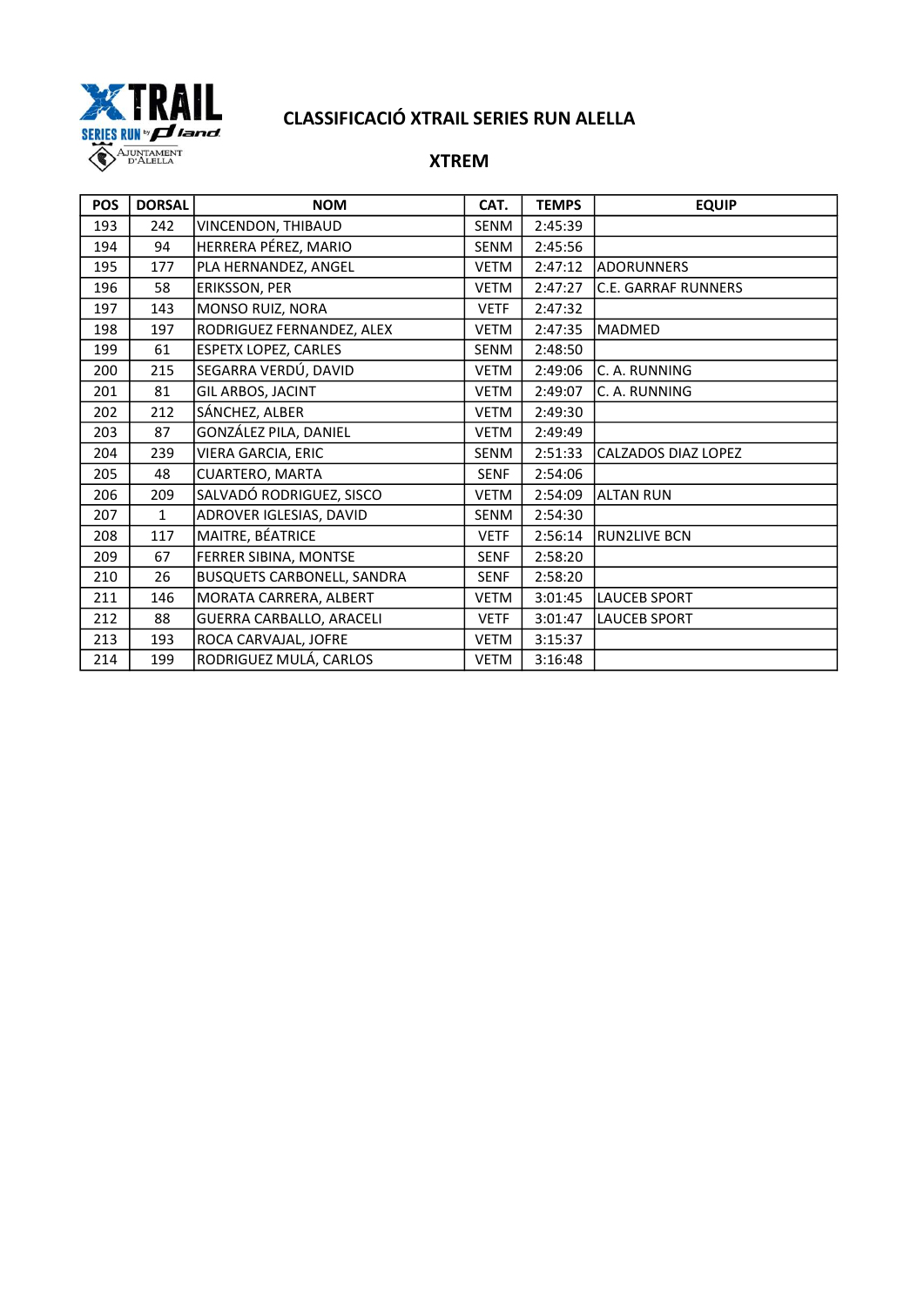## CLASSIFICACIÓ XTRAIL SERIES RUN ALELLA

### XTREM

| POS | DORSAL | NOM | CAT. | TEMPS | EQUIP |
|---|---|---|---|---|---|
| 193 | 242 | VINCENDON, THIBAUD | SENM | 2:45:39 | |
| 194 | 94 | HERRERA PÉREZ, MARIO | SENM | 2:45:56 | |
| 195 | 177 | PLA HERNANDEZ, ANGEL | VETM | 2:47:12 | ADORUNNERS |
| 196 | 58 | ERIKSSON, PER | VETM | 2:47:27 | C.E. GARRAF RUNNERS |
| 197 | 143 | MONSO RUIZ, NORA | VETF | 2:47:32 | |
| 198 | 197 | RODRIGUEZ FERNANDEZ, ALEX | VETM | 2:47:35 | MADMED |
| 199 | 61 | ESPETX LOPEZ, CARLES | SENM | 2:48:50 | |
| 200 | 215 | SEGARRA VERDÚ, DAVID | VETM | 2:49:06 | C. A. RUNNING |
| 201 | 81 | GIL ARBOS, JACINT | VETM | 2:49:07 | C. A. RUNNING |
| 202 | 212 | SÁNCHEZ, ALBER | VETM | 2:49:30 | |
| 203 | 87 | GONZÁLEZ PILA, DANIEL | VETM | 2:49:49 | |
| 204 | 239 | VIERA GARCIA, ERIC | SENM | 2:51:33 | CALZADOS DIAZ LOPEZ |
| 205 | 48 | CUARTERO, MARTA | SENF | 2:54:06 | |
| 206 | 209 | SALVADÓ RODRIGUEZ, SISCO | VETM | 2:54:09 | ALTAN RUN |
| 207 | 1 | ADROVER IGLESIAS, DAVID | SENM | 2:54:30 | |
| 208 | 117 | MAITRE, BÉATRICE | VETF | 2:56:14 | RUN2LIVE BCN |
| 209 | 67 | FERRER SIBINA, MONTSE | SENF | 2:58:20 | |
| 210 | 26 | BUSQUETS CARBONELL, SANDRA | SENF | 2:58:20 | |
| 211 | 146 | MORATA CARRERA, ALBERT | VETM | 3:01:45 | LAUCEB SPORT |
| 212 | 88 | GUERRA CARBALLO, ARACELI | VETF | 3:01:47 | LAUCEB SPORT |
| 213 | 193 | ROCA CARVAJAL, JOFRE | VETM | 3:15:37 | |
| 214 | 199 | RODRIGUEZ MULÁ, CARLOS | VETM | 3:16:48 | |